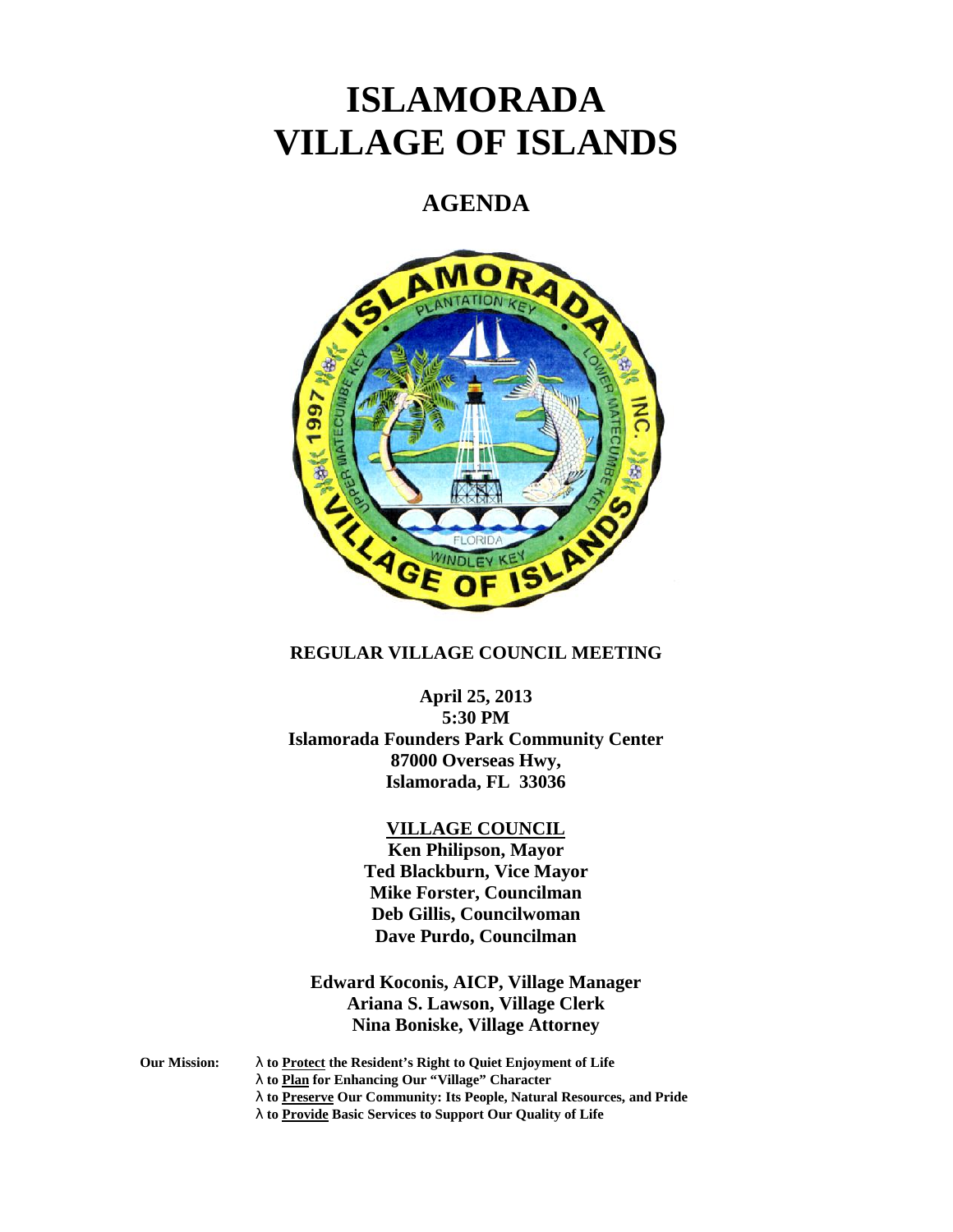# ISLAMORADA VILLAGE OF ISLANDS

## AGENDA

### REGULAR VILLAGE COUNCIL MEETING

**April 25, 2013**
**5:30 PM**
**Islamorada Founders Park Community Center**
**87000 Overseas Hwy,**
**Islamorada, FL 33036**

**VILLAGE COUNCIL**

**Ken Philipson, Mayor**
**Ted Blackburn, Vice Mayor**
**Mike Forster, Councilman**
**Deb Gillis, Councilwoman**
**Dave Purdo, Councilman**

**Edward Koconis, AICP, Village Manager**
**Ariana S. Lawson, Village Clerk**
**Nina Boniske, Village Attorney**

**Our Mission:**

- **to Protect the Resident's Right to Quiet Enjoyment of Life**
- **to Plan for Enhancing Our "Village" Character**
- **to Preserve Our Community: Its People, Natural Resources, and Pride**
- **to Provide Basic Services to Support Our Quality of Life**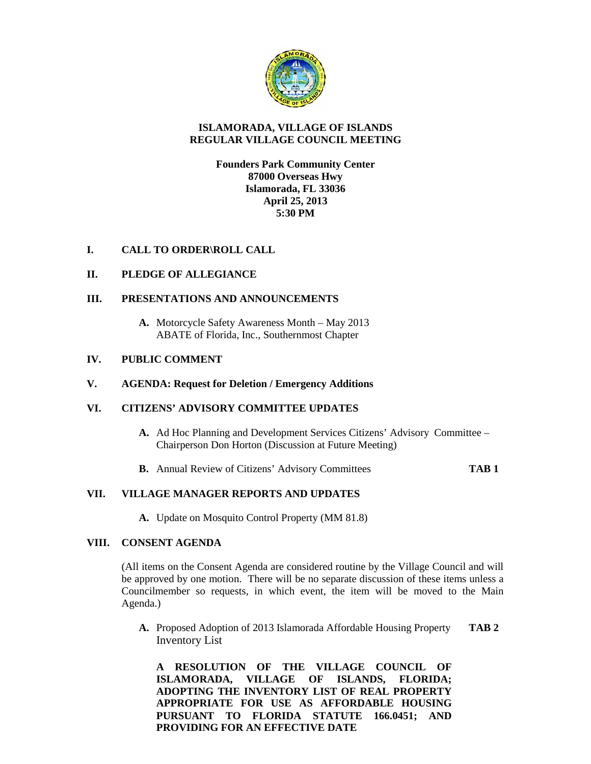# ISLAMORADA, VILLAGE OF ISLANDS
# REGULAR VILLAGE COUNCIL MEETING

**Founders Park Community Center**
**87000 Overseas Hwy**
**Islamorada, FL 33036**
**April 25, 2013**
**5:30 PM**

## I. CALL TO ORDER\ROLL CALL

## II. PLEDGE OF ALLEGIANCE

## III. PRESENTATIONS AND ANNOUNCEMENTS

**A.** Motorcycle Safety Awareness Month – May 2013
ABATE of Florida, Inc., Southernmost Chapter

## IV. PUBLIC COMMENT

## V. AGENDA: Request for Deletion / Emergency Additions

## VI. CITIZENS' ADVISORY COMMITTEE UPDATES

**A.** Ad Hoc Planning and Development Services Citizens' Advisory Committee – Chairperson Don Horton (Discussion at Future Meeting)

**B.** Annual Review of Citizens' Advisory Committees **TAB 1**

## VII. VILLAGE MANAGER REPORTS AND UPDATES

**A.** Update on Mosquito Control Property (MM 81.8)

## VIII. CONSENT AGENDA

(All items on the Consent Agenda are considered routine by the Village Council and will be approved by one motion. There will be no separate discussion of these items unless a Councilmember so requests, in which event, the item will be moved to the Main Agenda.)

**A.** Proposed Adoption of 2013 Islamorada Affordable Housing Property Inventory List **TAB 2**

**A RESOLUTION OF THE VILLAGE COUNCIL OF ISLAMORADA, VILLAGE OF ISLANDS, FLORIDA; ADOPTING THE INVENTORY LIST OF REAL PROPERTY APPROPRIATE FOR USE AS AFFORDABLE HOUSING PURSUANT TO FLORIDA STATUTE 166.0451; AND PROVIDING FOR AN EFFECTIVE DATE**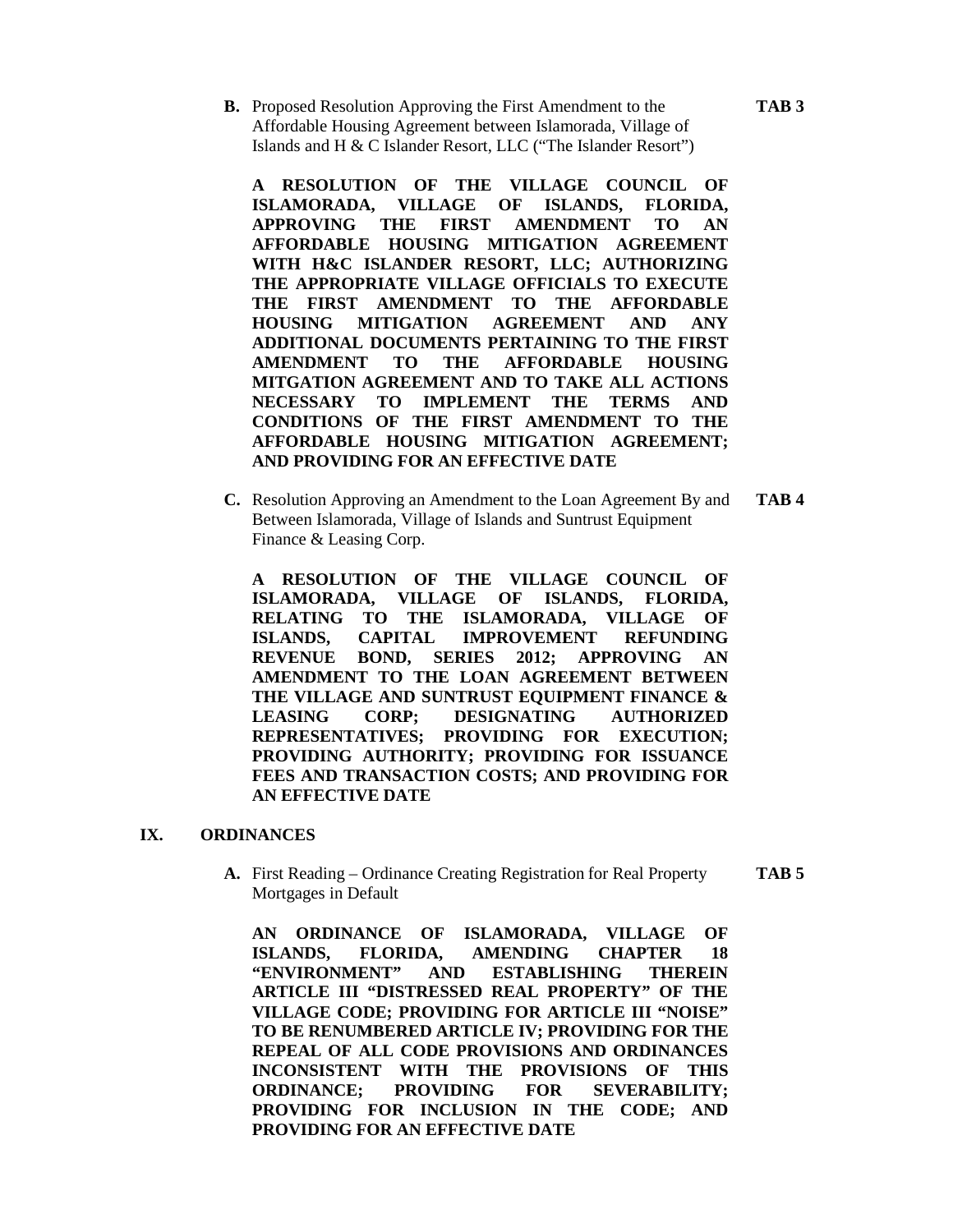**B.** Proposed Resolution Approving the First Amendment to the Affordable Housing Agreement between Islamorada, Village of Islands and H & C Islander Resort, LLC ("The Islander Resort") **TAB 3**

**A RESOLUTION OF THE VILLAGE COUNCIL OF ISLAMORADA, VILLAGE OF ISLANDS, FLORIDA, APPROVING THE FIRST AMENDMENT TO AN AFFORDABLE HOUSING MITIGATION AGREEMENT WITH H&C ISLANDER RESORT, LLC; AUTHORIZING THE APPROPRIATE VILLAGE OFFICIALS TO EXECUTE THE FIRST AMENDMENT TO THE AFFORDABLE HOUSING MITIGATION AGREEMENT AND ANY ADDITIONAL DOCUMENTS PERTAINING TO THE FIRST AMENDMENT TO THE AFFORDABLE HOUSING MITGATION AGREEMENT AND TO TAKE ALL ACTIONS NECESSARY TO IMPLEMENT THE TERMS AND CONDITIONS OF THE FIRST AMENDMENT TO THE AFFORDABLE HOUSING MITIGATION AGREEMENT; AND PROVIDING FOR AN EFFECTIVE DATE**

**C.** Resolution Approving an Amendment to the Loan Agreement By and Between Islamorada, Village of Islands and Suntrust Equipment Finance & Leasing Corp. **TAB 4**

**A RESOLUTION OF THE VILLAGE COUNCIL OF ISLAMORADA, VILLAGE OF ISLANDS, FLORIDA, RELATING TO THE ISLAMORADA, VILLAGE OF ISLANDS, CAPITAL IMPROVEMENT REFUNDING REVENUE BOND, SERIES 2012; APPROVING AN AMENDMENT TO THE LOAN AGREEMENT BETWEEN THE VILLAGE AND SUNTRUST EQUIPMENT FINANCE & LEASING CORP; DESIGNATING AUTHORIZED REPRESENTATIVES; PROVIDING FOR EXECUTION; PROVIDING AUTHORITY; PROVIDING FOR ISSUANCE FEES AND TRANSACTION COSTS; AND PROVIDING FOR AN EFFECTIVE DATE**

## IX. ORDINANCES

**A.** First Reading – Ordinance Creating Registration for Real Property Mortgages in Default **TAB 5**

**AN ORDINANCE OF ISLAMORADA, VILLAGE OF ISLANDS, FLORIDA, AMENDING CHAPTER 18 "ENVIRONMENT" AND ESTABLISHING THEREIN ARTICLE III "DISTRESSED REAL PROPERTY" OF THE VILLAGE CODE; PROVIDING FOR ARTICLE III "NOISE" TO BE RENUMBERED ARTICLE IV; PROVIDING FOR THE REPEAL OF ALL CODE PROVISIONS AND ORDINANCES INCONSISTENT WITH THE PROVISIONS OF THIS ORDINANCE; PROVIDING FOR SEVERABILITY; PROVIDING FOR INCLUSION IN THE CODE; AND PROVIDING FOR AN EFFECTIVE DATE**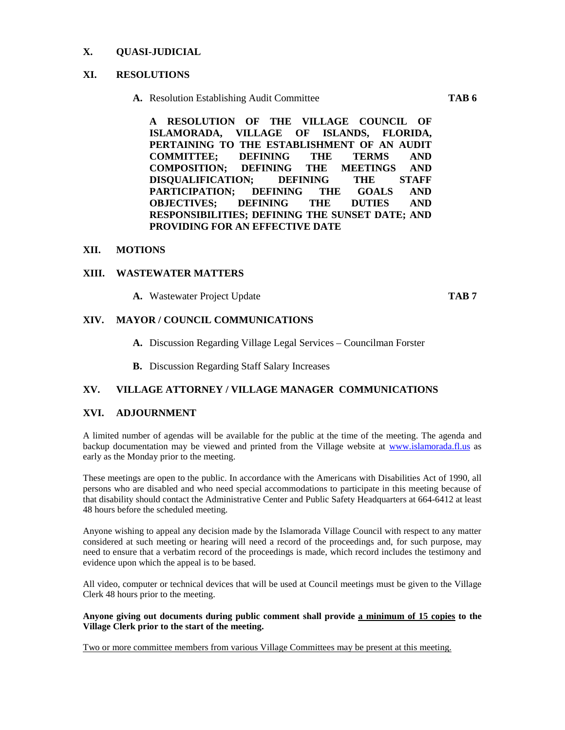## X. QUASI-JUDICIAL

## XI. RESOLUTIONS

**A.** Resolution Establishing Audit Committee **TAB 6**

**A RESOLUTION OF THE VILLAGE COUNCIL OF ISLAMORADA, VILLAGE OF ISLANDS, FLORIDA, PERTAINING TO THE ESTABLISHMENT OF AN AUDIT COMMITTEE; DEFINING THE TERMS AND COMPOSITION; DEFINING THE MEETINGS AND DISQUALIFICATION; DEFINING THE STAFF PARTICIPATION; DEFINING THE GOALS AND OBJECTIVES; DEFINING THE DUTIES AND RESPONSIBILITIES; DEFINING THE SUNSET DATE; AND PROVIDING FOR AN EFFECTIVE DATE**

## XII. MOTIONS

## XIII. WASTEWATER MATTERS

**A.** Wastewater Project Update **TAB 7**

## XIV. MAYOR / COUNCIL COMMUNICATIONS

**A.** Discussion Regarding Village Legal Services – Councilman Forster

**B.** Discussion Regarding Staff Salary Increases

## XV. VILLAGE ATTORNEY / VILLAGE MANAGER COMMUNICATIONS

## XVI. ADJOURNMENT

A limited number of agendas will be available for the public at the time of the meeting. The agenda and backup documentation may be viewed and printed from the Village website at www.islamorada.fl.us as early as the Monday prior to the meeting.

These meetings are open to the public. In accordance with the Americans with Disabilities Act of 1990, all persons who are disabled and who need special accommodations to participate in this meeting because of that disability should contact the Administrative Center and Public Safety Headquarters at 664-6412 at least 48 hours before the scheduled meeting.

Anyone wishing to appeal any decision made by the Islamorada Village Council with respect to any matter considered at such meeting or hearing will need a record of the proceedings and, for such purpose, may need to ensure that a verbatim record of the proceedings is made, which record includes the testimony and evidence upon which the appeal is to be based.

All video, computer or technical devices that will be used at Council meetings must be given to the Village Clerk 48 hours prior to the meeting.

**Anyone giving out documents during public comment shall provide a minimum of 15 copies to the Village Clerk prior to the start of the meeting.**

Two or more committee members from various Village Committees may be present at this meeting.